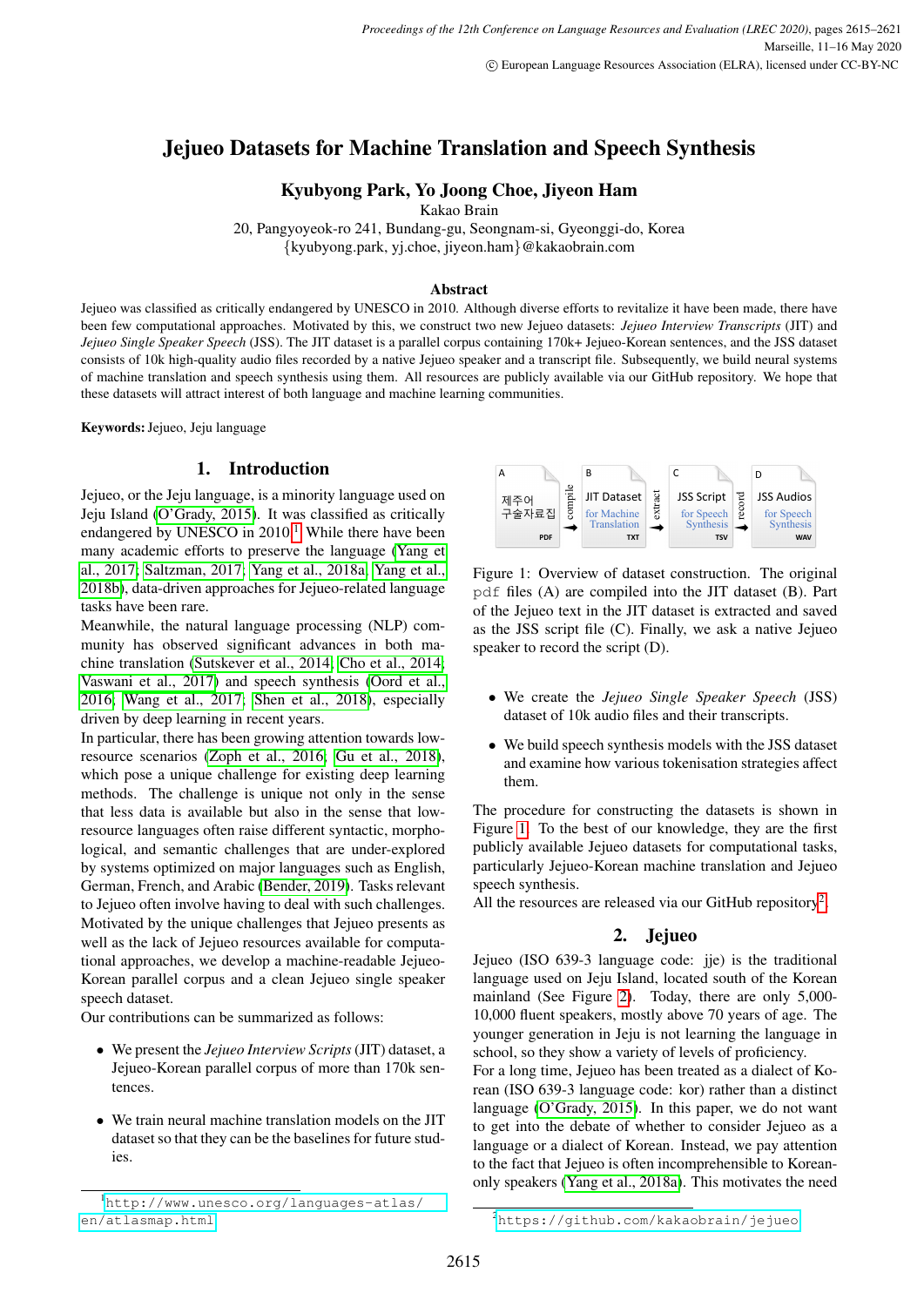# Jejueo Datasets for Machine Translation and Speech Synthesis

**Kyubyong Park, Yo Joong Choe, Jiyeon Ham**

Kakao Brain

20, Pangyoyeok-ro 241, Bundang-gu, Seongnam-si, Gyeonggi-do, Korea

{kyubyong.park, yj.choe, jiyeon.ham}@kakaobrain.com

## Abstract

Jejueo was classified as critically endangered by UNESCO in 2010. Although diverse efforts to revitalize it have been made, there have been few computational approaches. Motivated by this, we construct two new Jejueo datasets: *Jejueo Interview Transcripts* (JIT) and *Jejueo Single Speaker Speech* (JSS). The JIT dataset is a parallel corpus containing 170k+ Jejueo-Korean sentences, and the JSS dataset consists of 10k high-quality audio files recorded by a native Jejueo speaker and a transcript file. Subsequently, we build neural systems of machine translation and speech synthesis using them. All resources are publicly available via our GitHub repository. We hope that these datasets will attract interest of both language and machine learning communities.

**Keywords:** Jejueo, Jeju language

## 1. Introduction

Jejueo, or the Jeju language, is a minority language used on Jeju Island (O'Grady, 2015). It was classified as critically endangered by UNESCO in 2010.[1] While there have been many academic efforts to preserve the language (Yang et al., 2017; Saltzman, 2017; Yang et al., 2018a; Yang et al., 2018b), data-driven approaches for Jejueo-related language tasks have been rare.

Meanwhile, the natural language processing (NLP) community has observed significant advances in both machine translation (Sutskever et al., 2014; Cho et al., 2014; Vaswani et al., 2017) and speech synthesis (Oord et al., 2016; Wang et al., 2017; Shen et al., 2018), especially driven by deep learning in recent years.

In particular, there has been growing attention towards low-resource scenarios (Zoph et al., 2016; Gu et al., 2018), which pose a unique challenge for existing deep learning methods. The challenge is unique not only in the sense that less data is available but also in the sense that low-resource languages often raise different syntactic, morphological, and semantic challenges that are under-explored by systems optimized on major languages such as English, German, French, and Arabic (Bender, 2019). Tasks relevant to Jejueo often involve having to deal with such challenges.

Motivated by the unique challenges that Jejueo presents as well as the lack of Jejueo resources available for computational approaches, we develop a machine-readable Jejueo-Korean parallel corpus and a clean Jejueo single speaker speech dataset.

Our contributions can be summarized as follows:

- We present the *Jejueo Interview Scripts* (JIT) dataset, a Jejueo-Korean parallel corpus of more than 170k sentences.
- We train neural machine translation models on the JIT dataset so that they can be the baselines for future studies.
- We create the *Jejueo Single Speaker Speech* (JSS) dataset of 10k audio files and their transcripts.
- We build speech synthesis models with the JSS dataset and examine how various tokenisation strategies affect them.

A: 제주어 구술자료집 (PDF) → compile → B: JIT Dataset for Machine Translation (TXT) → extract → C: JSS Script for Speech Synthesis (TSV) → record → D: JSS Audios for Speech Synthesis (WAV)

Figure 1: Overview of dataset construction. The original pdf files (A) are compiled into the JIT dataset (B). Part of the Jejueo text in the JIT dataset is extracted and saved as the JSS script file (C). Finally, we ask a native Jejueo speaker to record the script (D).

The procedure for constructing the datasets is shown in Figure 1. To the best of our knowledge, they are the first publicly available Jejueo datasets for computational tasks, particularly Jejueo-Korean machine translation and Jejueo speech synthesis.

All the resources are released via our GitHub repository[2].

## 2. Jejueo

Jejueo (ISO 639-3 language code: jje) is the traditional language used on Jeju Island, located south of the Korean mainland (See Figure 2). Today, there are only 5,000-10,000 fluent speakers, mostly above 70 years of age. The younger generation in Jeju is not learning the language in school, so they show a variety of levels of proficiency.

For a long time, Jejueo has been treated as a dialect of Korean (ISO 639-3 language code: kor) rather than a distinct language (O'Grady, 2015). In this paper, we do not want to get into the debate of whether to consider Jejueo as a language or a dialect of Korean. Instead, we pay attention to the fact that Jejueo is often incomprehensible to Korean-only speakers (Yang et al., 2018a). This motivates the need

[1] http://www.unesco.org/languages-atlas/en/atlasmap.html

[2] https://github.com/kakaobrain/jejueo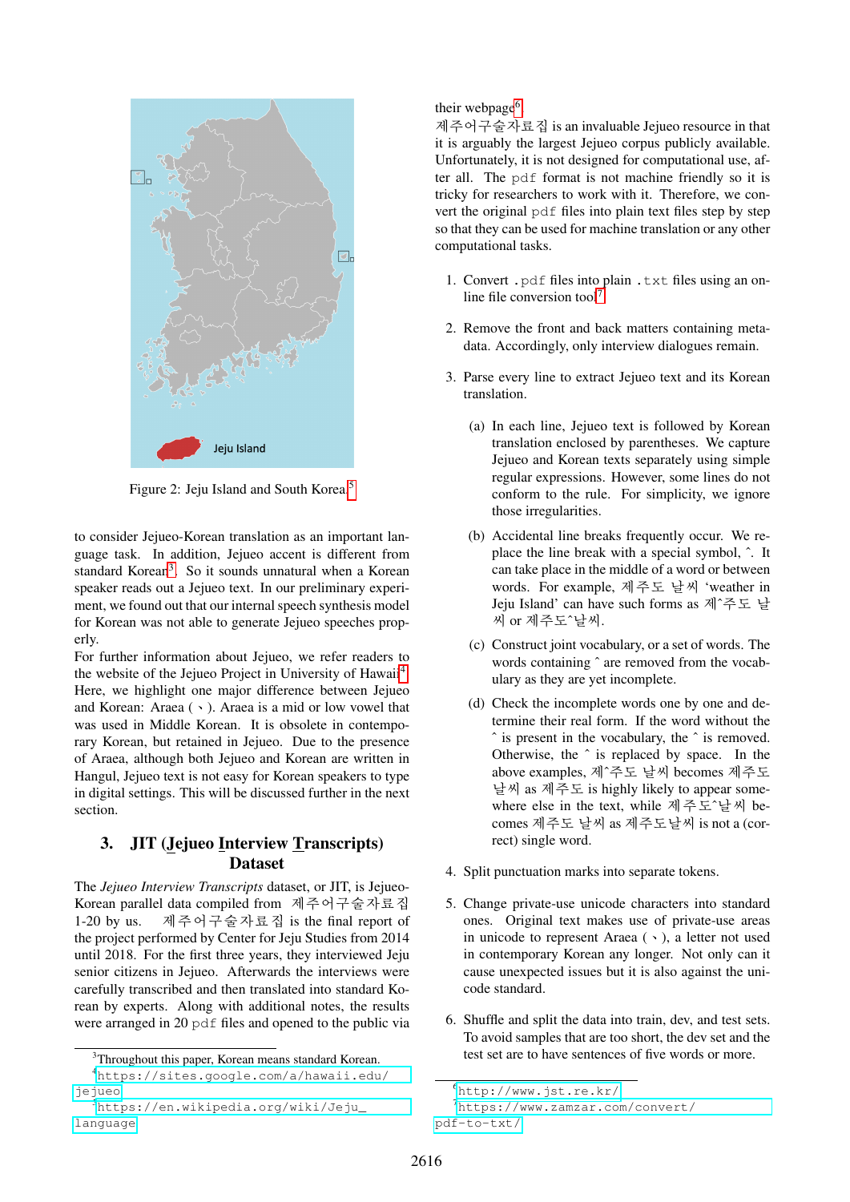Figure 2: Jeju Island and South Korea[5]

to consider Jejueo-Korean translation as an important language task. In addition, Jejueo accent is different from standard Korean[3]. So it sounds unnatural when a Korean speaker reads out a Jejueo text. In our preliminary experiment, we found out that our internal speech synthesis model for Korean was not able to generate Jejueo speeches properly.

For further information about Jejueo, we refer readers to the website of the Jejueo Project in University of Hawaii[4]. Here, we highlight one major difference between Jejueo and Korean: Araea ( ᆞ ). Araea is a mid or low vowel that was used in Middle Korean. It is obsolete in contemporary Korean, but retained in Jejueo. Due to the presence of Araea, although both Jejueo and Korean are written in Hangul, Jejueo text is not easy for Korean speakers to type in digital settings. This will be discussed further in the next section.

## 3. JIT (Jejueo Interview Transcripts) Dataset

The *Jejueo Interview Transcripts* dataset, or JIT, is Jejueo-Korean parallel data compiled from 제주어구술자료집 1-20 by us. 제주어구술자료집 is the final report of the project performed by Center for Jeju Studies from 2014 until 2018. For the first three years, they interviewed Jeju senior citizens in Jejueo. Afterwards the interviews were carefully transcribed and then translated into standard Korean by experts. Along with additional notes, the results were arranged in 20 pdf files and opened to the public via their webpage[6].

제주어구술자료집 is an invaluable Jejueo resource in that it is arguably the largest Jejueo corpus publicly available. Unfortunately, it is not designed for computational use, after all. The pdf format is not machine friendly so it is tricky for researchers to work with it. Therefore, we convert the original pdf files into plain text files step by step so that they can be used for machine translation or any other computational tasks.

1. Convert .pdf files into plain .txt files using an online file conversion tool[7].
2. Remove the front and back matters containing metadata. Accordingly, only interview dialogues remain.
3. Parse every line to extract Jejueo text and its Korean translation.
   (a) In each line, Jejueo text is followed by Korean translation enclosed by parentheses. We capture Jejueo and Korean texts separately using simple regular expressions. However, some lines do not conform to the rule. For simplicity, we ignore those irregularities.
   (b) Accidental line breaks frequently occur. We replace the line break with a special symbol, ˆ. It can take place in the middle of a word or between words. For example, 제주도 날씨 'weather in Jeju Island' can have such forms as 제ˆ주도 날씨 or 제주도ˆ날씨.
   (c) Construct joint vocabulary, or a set of words. The words containing ˆ are removed from the vocabulary as they are yet incomplete.
   (d) Check the incomplete words one by one and determine their real form. If the word without the ˆ is present in the vocabulary, the ˆ is removed. Otherwise, the ˆ is replaced by space. In the above examples, 제ˆ주도 날씨 becomes 제주도 날씨 as 제주도 is highly likely to appear somewhere else in the text, while 제주도ˆ날씨 becomes 제주도 날씨 as 제주도날씨 is not a (correct) single word.
4. Split punctuation marks into separate tokens.
5. Change private-use unicode characters into standard ones. Original text makes use of private-use areas in unicode to represent Araea ( ᆞ ), a letter not used in contemporary Korean any longer. Not only can it cause unexpected issues but it is also against the unicode standard.
6. Shuffle and split the data into train, dev, and test sets. To avoid samples that are too short, the dev set and the test set are to have sentences of five words or more.

[3] Throughout this paper, Korean means standard Korean.

[4] https://sites.google.com/a/hawaii.edu/jejueo

[5] https://en.wikipedia.org/wiki/Jeju_language

[6] http://www.jst.re.kr/

[7] https://www.zamzar.com/convert/pdf-to-txt/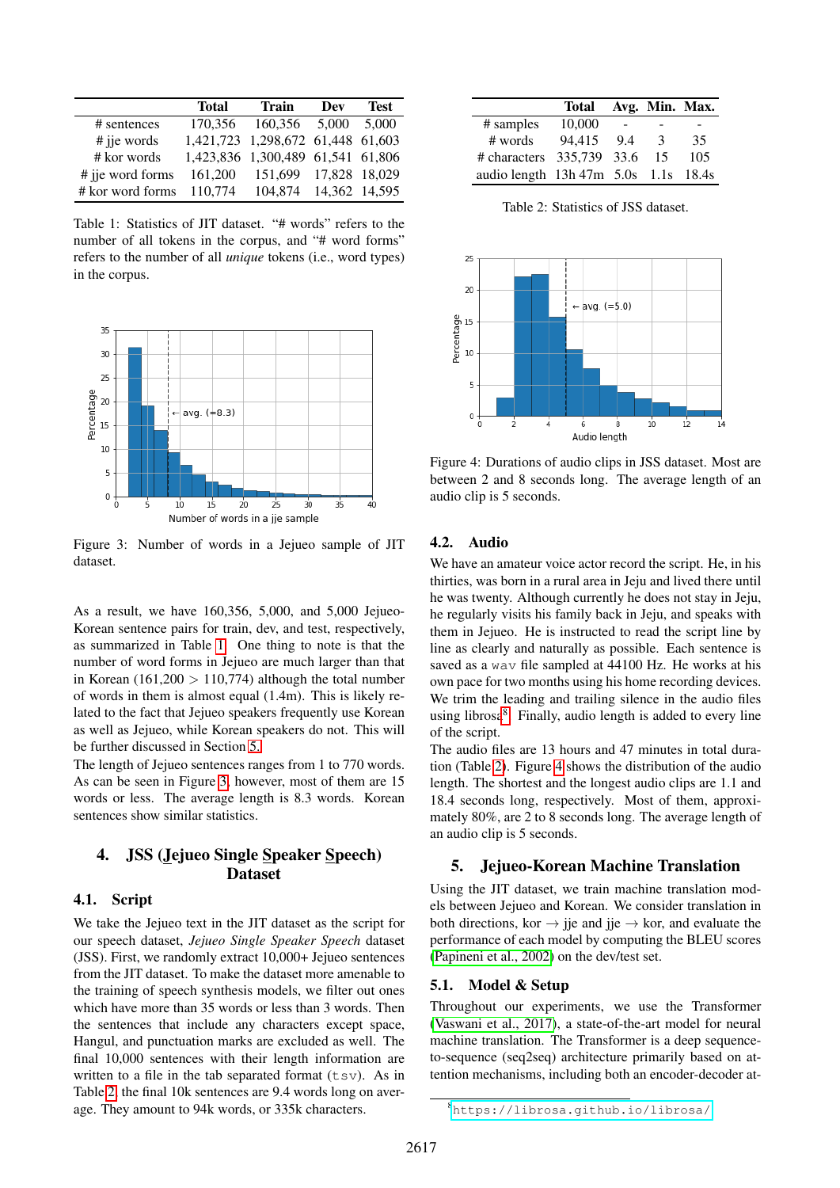|  | Total | Train | Dev | Test |
|---|---|---|---|---|
| # sentences | 170,356 | 160,356 | 5,000 | 5,000 |
| # jje words | 1,421,723 | 1,298,672 | 61,448 | 61,603 |
| # kor words | 1,423,836 | 1,300,489 | 61,541 | 61,806 |
| # jje word forms | 161,200 | 151,699 | 17,828 | 18,029 |
| # kor word forms | 110,774 | 104,874 | 14,362 | 14,595 |

Table 1: Statistics of JIT dataset. "# words" refers to the number of all tokens in the corpus, and "# word forms" refers to the number of all *unique* tokens (i.e., word types) in the corpus.

Figure 3: Number of words in a Jejueo sample of JIT dataset.

As a result, we have 160,356, 5,000, and 5,000 Jejueo-Korean sentence pairs for train, dev, and test, respectively, as summarized in Table 1. One thing to note is that the number of word forms in Jejueo are much larger than that in Korean (161,200 > 110,774) although the total number of words in them is almost equal (1.4m). This is likely related to the fact that Jejueo speakers frequently use Korean as well as Jejueo, while Korean speakers do not. This will be further discussed in Section 5.

The length of Jejueo sentences ranges from 1 to 770 words. As can be seen in Figure 3, however, most of them are 15 words or less. The average length is 8.3 words. Korean sentences show similar statistics.

## 4. JSS (Jejueo Single Speaker Speech) Dataset

### 4.1. Script

We take the Jejueo text in the JIT dataset as the script for our speech dataset, *Jejueo Single Speaker Speech* dataset (JSS). First, we randomly extract 10,000+ Jejueo sentences from the JIT dataset. To make the dataset more amenable to the training of speech synthesis models, we filter out ones which have more than 35 words or less than 3 words. Then the sentences that include any characters except space, Hangul, and punctuation marks are excluded as well. The final 10,000 sentences with their length information are written to a file in the tab separated format (`tsv`). As in Table 2, the final 10k sentences are 9.4 words long on average. They amount to 94k words, or 335k characters.

|  | Total | Avg. | Min. | Max. |
|---|---|---|---|---|
| # samples | 10,000 | - | - | - |
| # words | 94,415 | 9.4 | 3 | 35 |
| # characters | 335,739 | 33.6 | 15 | 105 |
| audio length | 13h 47m | 5.0s | 1.1s | 18.4s |

Table 2: Statistics of JSS dataset.

Figure 4: Durations of audio clips in JSS dataset. Most are between 2 and 8 seconds long. The average length of an audio clip is 5 seconds.

### 4.2. Audio

We have an amateur voice actor record the script. He, in his thirties, was born in a rural area in Jeju and lived there until he was twenty. Although currently he does not stay in Jeju, he regularly visits his family back in Jeju, and speaks with them in Jejueo. He is instructed to read the script line by line as clearly and naturally as possible. Each sentence is saved as a `wav` file sampled at 44100 Hz. He works at his own pace for two months using his home recording devices. We trim the leading and trailing silence in the audio files using librosa[8]. Finally, audio length is added to every line of the script.

The audio files are 13 hours and 47 minutes in total duration (Table 2). Figure 4 shows the distribution of the audio length. The shortest and the longest audio clips are 1.1 and 18.4 seconds long, respectively. Most of them, approximately 80%, are 2 to 8 seconds long. The average length of an audio clip is 5 seconds.

## 5. Jejueo-Korean Machine Translation

Using the JIT dataset, we train machine translation models between Jejueo and Korean. We consider translation in both directions, kor → jje and jje → kor, and evaluate the performance of each model by computing the BLEU scores (Papineni et al., 2002) on the dev/test set.

### 5.1. Model & Setup

Throughout our experiments, we use the Transformer (Vaswani et al., 2017), a state-of-the-art model for neural machine translation. The Transformer is a deep sequence-to-sequence (seq2seq) architecture primarily based on attention mechanisms, including both an encoder-decoder at-

[8] https://librosa.github.io/librosa/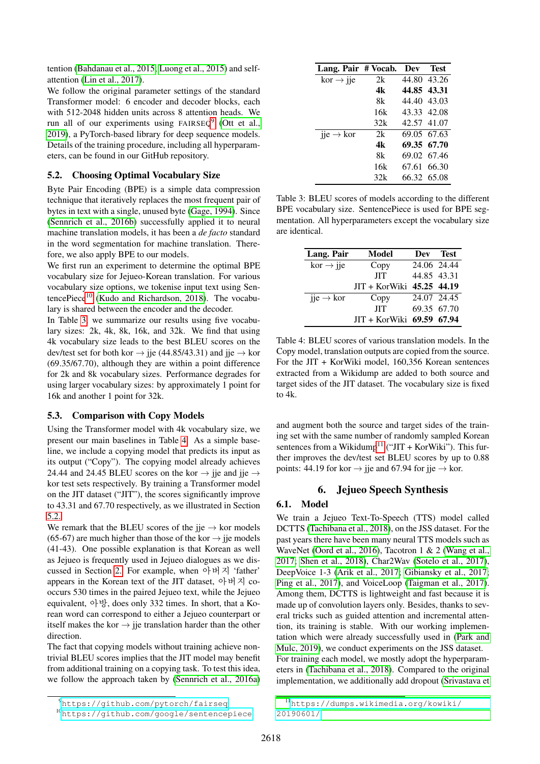tention (Bahdanau et al., 2015; Luong et al., 2015) and self-attention (Lin et al., 2017).

We follow the original parameter settings of the standard Transformer model: 6 encoder and decoder blocks, each with 512-2048 hidden units across 8 attention heads. We run all of our experiments using FAIRSEQ[9] (Ott et al., 2019), a PyTorch-based library for deep sequence models. Details of the training procedure, including all hyperparameters, can be found in our GitHub repository.

### 5.2. Choosing Optimal Vocabulary Size

Byte Pair Encoding (BPE) is a simple data compression technique that iteratively replaces the most frequent pair of bytes in text with a single, unused byte (Gage, 1994). Since (Sennrich et al., 2016b) successfully applied it to neural machine translation models, it has been a *de facto* standard in the word segmentation for machine translation. Therefore, we also apply BPE to our models.

We first run an experiment to determine the optimal BPE vocabulary size for Jejueo-Korean translation. For various vocabulary size options, we tokenise input text using SentencePiece[10] (Kudo and Richardson, 2018). The vocabulary is shared between the encoder and the decoder.

In Table 3, we summarize our results using five vocabulary sizes: 2k, 4k, 8k, 16k, and 32k. We find that using 4k vocabulary size leads to the best BLEU scores on the dev/test set for both kor → jje (44.85/43.31) and jje → kor (69.35/67.70), although they are within a point difference for 2k and 8k vocabulary sizes. Performance degrades for using larger vocabulary sizes: by approximately 1 point for 16k and another 1 point for 32k.

| Lang. Pair | # Vocab. | Dev | Test |
|---|---|---|---|
| kor → jje | 2k | 44.80 | 43.26 |
| | **4k** | **44.85** | **43.31** |
| | 8k | 44.40 | 43.03 |
| | 16k | 43.33 | 42.08 |
| | 32k | 42.57 | 41.07 |
| jje → kor | 2k | 69.05 | 67.63 |
| | **4k** | **69.35** | **67.70** |
| | 8k | 69.02 | 67.46 |
| | 16k | 67.61 | 66.30 |
| | 32k | 66.32 | 65.08 |

Table 3: BLEU scores of models according to the different BPE vocabulary size. SentencePiece is used for BPE segmentation. All hyperparameters except the vocabulary size are identical.

### 5.3. Comparison with Copy Models

Using the Transformer model with 4k vocabulary size, we present our main baselines in Table 4. As a simple baseline, we include a copying model that predicts its input as its output ("Copy"). The copying model already achieves 24.44 and 24.45 BLEU scores on the kor → jje and jje → kor test sets respectively. By training a Transformer model on the JIT dataset ("JIT"), the scores significantly improve to 43.31 and 67.70 respectively, as we illustrated in Section 5.2.

We remark that the BLEU scores of the jje → kor models (65-67) are much higher than those of the kor → jje models (41-43). One possible explanation is that Korean as well as Jejueo is frequently used in Jejueo dialogues as we discussed in Section 2. For example, when 아버지 'father' appears in the Korean text of the JIT dataset, 아버지 co-occurs 530 times in the paired Jejueo text, while the Jejueo equivalent, 아방, does only 332 times. In short, that a Korean word can correspond to either a Jejueo counterpart or itself makes the kor → jje translation harder than the other direction.

The fact that copying models without training achieve non-trivial BLEU scores implies that the JIT model may benefit from additional training on a copying task. To test this idea, we follow the approach taken by (Sennrich et al., 2016a) and augment both the source and target sides of the training set with the same number of randomly sampled Korean sentences from a Wikidump[11] ("JIT + KorWiki"). This further improves the dev/test set BLEU scores by up to 0.88 points: 44.19 for kor → jje and 67.94 for jje → kor.

| Lang. Pair | Model | Dev | Test |
|---|---|---|---|
| kor → jje | Copy | 24.06 | 24.44 |
| | JIT | 44.85 | 43.31 |
| | JIT + KorWiki | **45.25** | **44.19** |
| jje → kor | Copy | 24.07 | 24.45 |
| | JIT | 69.35 | 67.70 |
| | JIT + KorWiki | **69.59** | **67.94** |

Table 4: BLEU scores of various translation models. In the Copy model, translation outputs are copied from the source. For the JIT + KorWiki model, 160,356 Korean sentences extracted from a Wikidump are added to both source and target sides of the JIT dataset. The vocabulary size is fixed to 4k.

## 6. Jejueo Speech Synthesis

### 6.1. Model

We train a Jejueo Text-To-Speech (TTS) model called DCTTS (Tachibana et al., 2018), on the JSS dataset. For the past years there have been many neural TTS models such as WaveNet (Oord et al., 2016), Tacotron 1 & 2 (Wang et al., 2017; Shen et al., 2018), Char2Wav (Sotelo et al., 2017), DeepVoice 1-3 (Arik et al., 2017; Gibiansky et al., 2017; Ping et al., 2017), and VoiceLoop (Taigman et al., 2017). Among them, DCTTS is lightweight and fast because it is made up of convolution layers only. Besides, thanks to several tricks such as guided attention and incremental attention, its training is stable. With our working implementation which were already successfully used in (Park and Mulc, 2019), we conduct experiments on the JSS dataset.

For training each model, we mostly adopt the hyperparameters in (Tachibana et al., 2018). Compared to the original implementation, we additionally add dropout (Srivastava et

[9] https://github.com/pytorch/fairseq

[10] https://github.com/google/sentencepiece

[11] https://dumps.wikimedia.org/kowiki/20190601/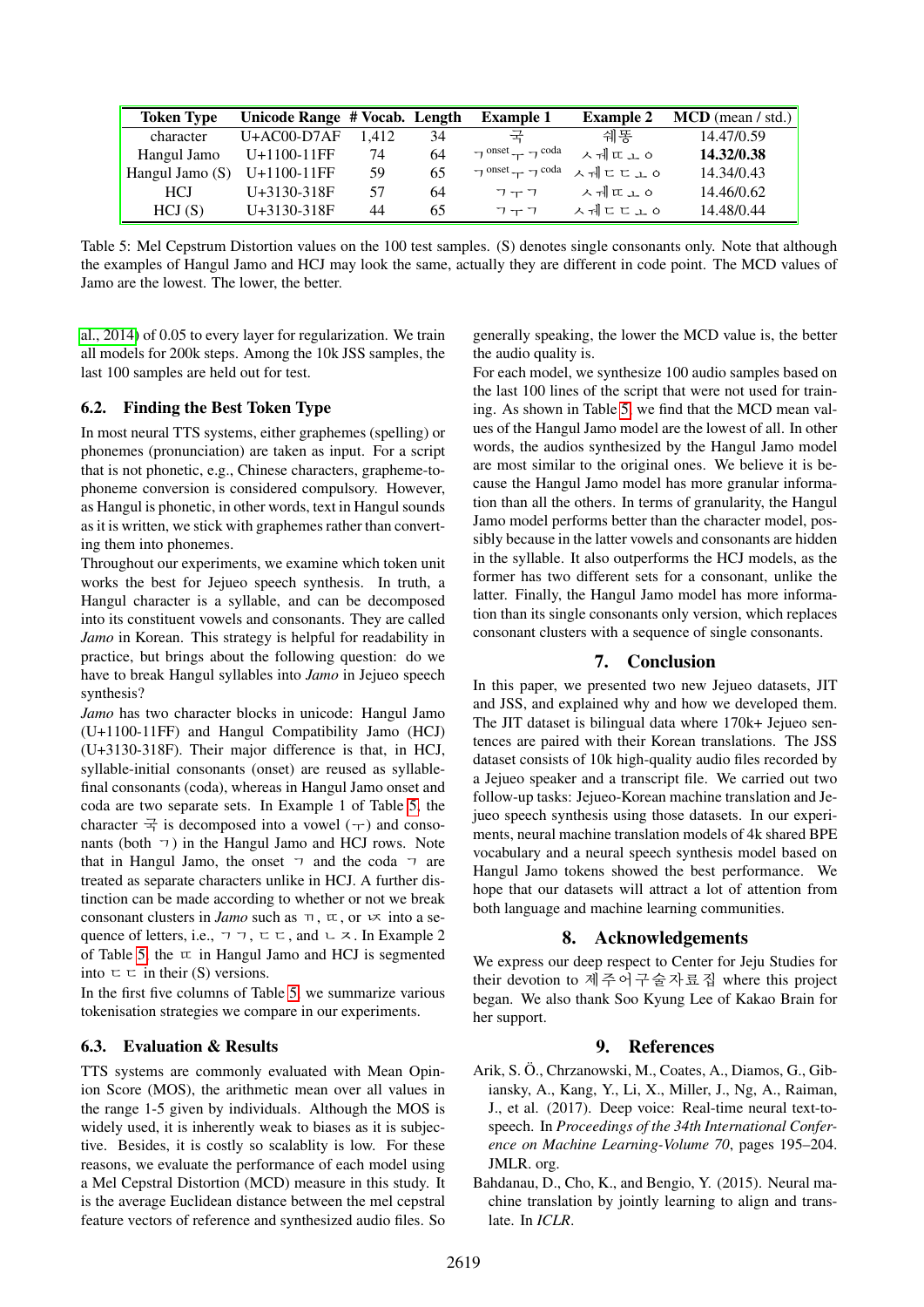| Token Type | Unicode Range | # Vocab. | Length | Example 1 | Example 2 | **MCD** (mean / std.) |
|---|---|---|---|---|---|---|
| character | U+AC00-D7AF | 1,412 | 34 | 국 | 쉐똥 | 14.47/0.59 |
| Hangul Jamo | U+1100-11FF | 74 | 64 | ㄱ onset ㅜ ㄱ coda | ㅅ ㅞ ㄸ ㅗ ㅇ | **14.32/0.38** |
| Hangul Jamo (S) | U+1100-11FF | 59 | 65 | ㄱ onset ㅜ ㄱ coda | ㅅ ㅞ ㄷ ㄷ ㅗ ㅇ | 14.34/0.43 |
| HCJ | U+3130-318F | 57 | 64 | ㄱ ㅜ ㄱ | ㅅ ㅞ ㄸ ㅗ ㅇ | 14.46/0.62 |
| HCJ (S) | U+3130-318F | 44 | 65 | ㄱ ㅜ ㄱ | ㅅ ㅞ ㄷ ㄷ ㅗ ㅇ | 14.48/0.44 |

Table 5: Mel Cepstrum Distortion values on the 100 test samples. (S) denotes single consonants only. Note that although the examples of Hangul Jamo and HCJ may look the same, actually they are different in code point. The MCD values of Jamo are the lowest. The lower, the better.

al., 2014) of 0.05 to every layer for regularization. We train all models for 200k steps. Among the 10k JSS samples, the last 100 samples are held out for test.

### 6.2. Finding the Best Token Type

In most neural TTS systems, either graphemes (spelling) or phonemes (pronunciation) are taken as input. For a script that is not phonetic, e.g., Chinese characters, grapheme-to-phoneme conversion is considered compulsory. However, as Hangul is phonetic, in other words, text in Hangul sounds as it is written, we stick with graphemes rather than converting them into phonemes.

Throughout our experiments, we examine which token unit works the best for Jejueo speech synthesis. In truth, a Hangul character is a syllable, and can be decomposed into its constituent vowels and consonants. They are called *Jamo* in Korean. This strategy is helpful for readability in practice, but brings about the following question: do we have to break Hangul syllables into *Jamo* in Jejueo speech synthesis?

*Jamo* has two character blocks in unicode: Hangul Jamo (U+1100-11FF) and Hangul Compatibility Jamo (HCJ) (U+3130-318F). Their major difference is that, in HCJ, syllable-initial consonants (onset) are reused as syllable-final consonants (coda), whereas in Hangul Jamo onset and coda are two separate sets. In Example 1 of Table 5, the character 국 is decomposed into a vowel (ㅜ) and consonants (both ㄱ) in the Hangul Jamo and HCJ rows. Note that in Hangul Jamo, the onset ㄱ and the coda ㄱ are treated as separate characters unlike in HCJ. A further distinction can be made according to whether or not we break consonant clusters in *Jamo* such as ㄲ, ㄸ, or ㄵ into a sequence of letters, i.e., ㄱ ㄱ, ㄷ ㄷ, and ㄴ ㅈ. In Example 2 of Table 5, the ㄸ in Hangul Jamo and HCJ is segmented into ㄷ ㄷ in their (S) versions.

In the first five columns of Table 5, we summarize various tokenisation strategies we compare in our experiments.

### 6.3. Evaluation & Results

TTS systems are commonly evaluated with Mean Opinion Score (MOS), the arithmetic mean over all values in the range 1-5 given by individuals. Although the MOS is widely used, it is inherently weak to biases as it is subjective. Besides, it is costly so scalablity is low. For these reasons, we evaluate the performance of each model using a Mel Cepstral Distortion (MCD) measure in this study. It is the average Euclidean distance between the mel cepstral feature vectors of reference and synthesized audio files. So generally speaking, the lower the MCD value is, the better the audio quality is.

For each model, we synthesize 100 audio samples based on the last 100 lines of the script that were not used for training. As shown in Table 5, we find that the MCD mean values of the Hangul Jamo model are the lowest of all. In other words, the audios synthesized by the Hangul Jamo model are most similar to the original ones. We believe it is because the Hangul Jamo model has more granular information than all the others. In terms of granularity, the Hangul Jamo model performs better than the character model, possibly because in the latter vowels and consonants are hidden in the syllable. It also outperforms the HCJ models, as the former has two different sets for a consonant, unlike the latter. Finally, the Hangul Jamo model has more information than its single consonants only version, which replaces consonant clusters with a sequence of single consonants.

## 7. Conclusion

In this paper, we presented two new Jejueo datasets, JIT and JSS, and explained why and how we developed them. The JIT dataset is bilingual data where 170k+ Jejueo sentences are paired with their Korean translations. The JSS dataset consists of 10k high-quality audio files recorded by a Jejueo speaker and a transcript file. We carried out two follow-up tasks: Jejueo-Korean machine translation and Jejueo speech synthesis using those datasets. In our experiments, neural machine translation models of 4k shared BPE vocabulary and a neural speech synthesis model based on Hangul Jamo tokens showed the best performance. We hope that our datasets will attract a lot of attention from both language and machine learning communities.

## 8. Acknowledgements

We express our deep respect to Center for Jeju Studies for their devotion to 제주어구술자료집 where this project began. We also thank Soo Kyung Lee of Kakao Brain for her support.

## 9. References

Arik, S. Ö., Chrzanowski, M., Coates, A., Diamos, G., Gibiansky, A., Kang, Y., Li, X., Miller, J., Ng, A., Raiman, J., et al. (2017). Deep voice: Real-time neural text-to-speech. In *Proceedings of the 34th International Conference on Machine Learning-Volume 70*, pages 195–204. JMLR. org.

Bahdanau, D., Cho, K., and Bengio, Y. (2015). Neural machine translation by jointly learning to align and translate. In *ICLR*.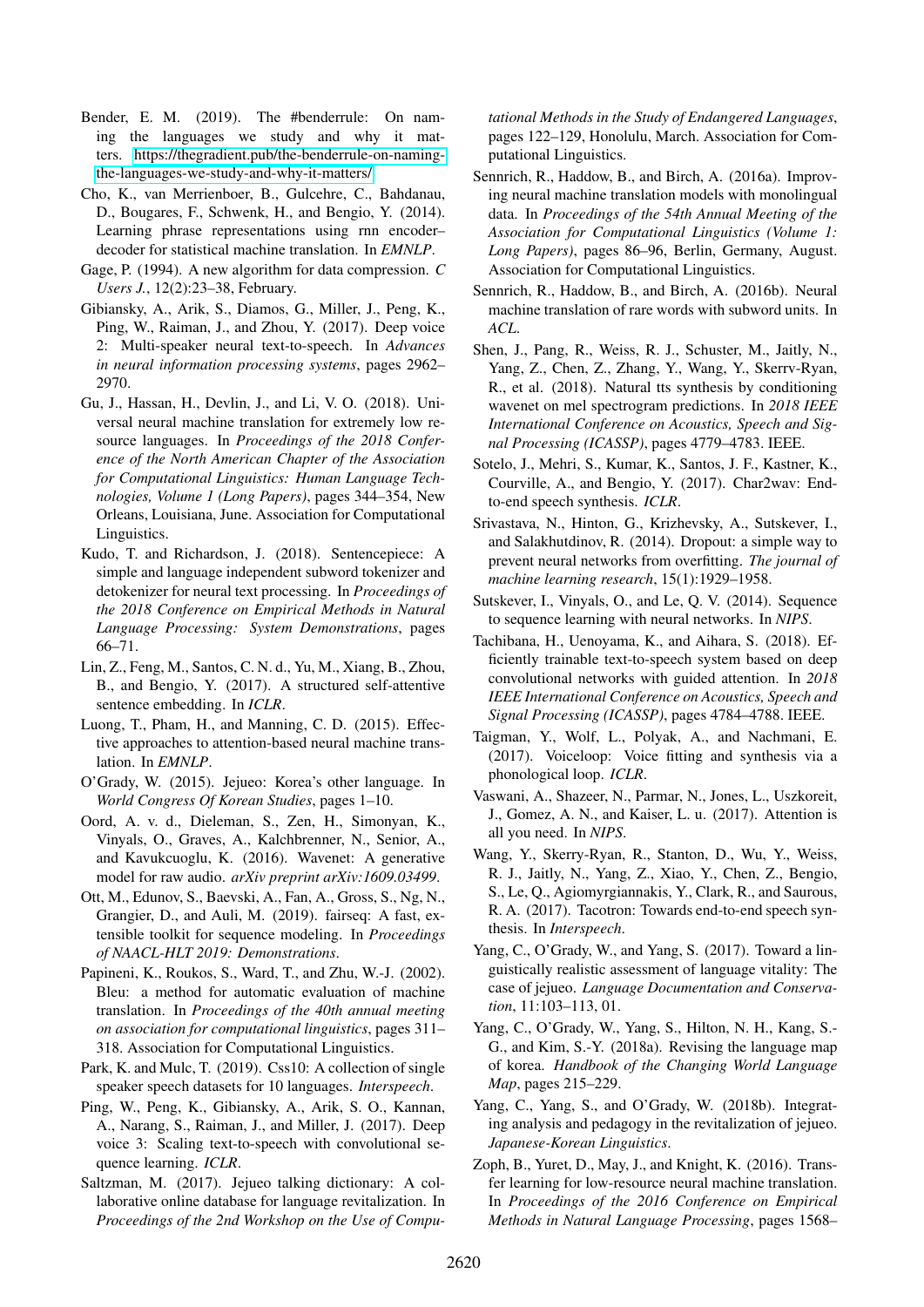Bender, E. M. (2019). The #benderrule: On naming the languages we study and why it matters. https://thegradient.pub/the-benderrule-on-naming-the-languages-we-study-and-why-it-matters/

Cho, K., van Merrienboer, B., Gulcehre, C., Bahdanau, D., Bougares, F., Schwenk, H., and Bengio, Y. (2014). Learning phrase representations using rnn encoder–decoder for statistical machine translation. In *EMNLP*.

Gage, P. (1994). A new algorithm for data compression. *C Users J.*, 12(2):23–38, February.

Gibiansky, A., Arik, S., Diamos, G., Miller, J., Peng, K., Ping, W., Raiman, J., and Zhou, Y. (2017). Deep voice 2: Multi-speaker neural text-to-speech. In *Advances in neural information processing systems*, pages 2962–2970.

Gu, J., Hassan, H., Devlin, J., and Li, V. O. (2018). Universal neural machine translation for extremely low resource languages. In *Proceedings of the 2018 Conference of the North American Chapter of the Association for Computational Linguistics: Human Language Technologies, Volume 1 (Long Papers)*, pages 344–354, New Orleans, Louisiana, June. Association for Computational Linguistics.

Kudo, T. and Richardson, J. (2018). Sentencepiece: A simple and language independent subword tokenizer and detokenizer for neural text processing. In *Proceedings of the 2018 Conference on Empirical Methods in Natural Language Processing: System Demonstrations*, pages 66–71.

Lin, Z., Feng, M., Santos, C. N. d., Yu, M., Xiang, B., Zhou, B., and Bengio, Y. (2017). A structured self-attentive sentence embedding. In *ICLR*.

Luong, T., Pham, H., and Manning, C. D. (2015). Effective approaches to attention-based neural machine translation. In *EMNLP*.

O'Grady, W. (2015). Jejueo: Korea's other language. In *World Congress Of Korean Studies*, pages 1–10.

Oord, A. v. d., Dieleman, S., Zen, H., Simonyan, K., Vinyals, O., Graves, A., Kalchbrenner, N., Senior, A., and Kavukcuoglu, K. (2016). Wavenet: A generative model for raw audio. *arXiv preprint arXiv:1609.03499*.

Ott, M., Edunov, S., Baevski, A., Fan, A., Gross, S., Ng, N., Grangier, D., and Auli, M. (2019). fairseq: A fast, extensible toolkit for sequence modeling. In *Proceedings of NAACL-HLT 2019: Demonstrations*.

Papineni, K., Roukos, S., Ward, T., and Zhu, W.-J. (2002). Bleu: a method for automatic evaluation of machine translation. In *Proceedings of the 40th annual meeting on association for computational linguistics*, pages 311–318. Association for Computational Linguistics.

Park, K. and Mulc, T. (2019). Css10: A collection of single speaker speech datasets for 10 languages. *Interspeech*.

Ping, W., Peng, K., Gibiansky, A., Arik, S. O., Kannan, A., Narang, S., Raiman, J., and Miller, J. (2017). Deep voice 3: Scaling text-to-speech with convolutional sequence learning. *ICLR*.

Saltzman, M. (2017). Jejueo talking dictionary: A collaborative online database for language revitalization. In *Proceedings of the 2nd Workshop on the Use of Computational Methods in the Study of Endangered Languages*, pages 122–129, Honolulu, March. Association for Computational Linguistics.

Sennrich, R., Haddow, B., and Birch, A. (2016a). Improving neural machine translation models with monolingual data. In *Proceedings of the 54th Annual Meeting of the Association for Computational Linguistics (Volume 1: Long Papers)*, pages 86–96, Berlin, Germany, August. Association for Computational Linguistics.

Sennrich, R., Haddow, B., and Birch, A. (2016b). Neural machine translation of rare words with subword units. In *ACL*.

Shen, J., Pang, R., Weiss, R. J., Schuster, M., Jaitly, N., Yang, Z., Chen, Z., Zhang, Y., Wang, Y., Skerrv-Ryan, R., et al. (2018). Natural tts synthesis by conditioning wavenet on mel spectrogram predictions. In *2018 IEEE International Conference on Acoustics, Speech and Signal Processing (ICASSP)*, pages 4779–4783. IEEE.

Sotelo, J., Mehri, S., Kumar, K., Santos, J. F., Kastner, K., Courville, A., and Bengio, Y. (2017). Char2wav: End-to-end speech synthesis. *ICLR*.

Srivastava, N., Hinton, G., Krizhevsky, A., Sutskever, I., and Salakhutdinov, R. (2014). Dropout: a simple way to prevent neural networks from overfitting. *The journal of machine learning research*, 15(1):1929–1958.

Sutskever, I., Vinyals, O., and Le, Q. V. (2014). Sequence to sequence learning with neural networks. In *NIPS*.

Tachibana, H., Uenoyama, K., and Aihara, S. (2018). Efficiently trainable text-to-speech system based on deep convolutional networks with guided attention. In *2018 IEEE International Conference on Acoustics, Speech and Signal Processing (ICASSP)*, pages 4784–4788. IEEE.

Taigman, Y., Wolf, L., Polyak, A., and Nachmani, E. (2017). Voiceloop: Voice fitting and synthesis via a phonological loop. *ICLR*.

Vaswani, A., Shazeer, N., Parmar, N., Jones, L., Uszkoreit, J., Gomez, A. N., and Kaiser, L. u. (2017). Attention is all you need. In *NIPS*.

Wang, Y., Skerry-Ryan, R., Stanton, D., Wu, Y., Weiss, R. J., Jaitly, N., Yang, Z., Xiao, Y., Chen, Z., Bengio, S., Le, Q., Agiomyrgiannakis, Y., Clark, R., and Saurous, R. A. (2017). Tacotron: Towards end-to-end speech synthesis. In *Interspeech*.

Yang, C., O'Grady, W., and Yang, S. (2017). Toward a linguistically realistic assessment of language vitality: The case of jejueo. *Language Documentation and Conservation*, 11:103–113, 01.

Yang, C., O'Grady, W., Yang, S., Hilton, N. H., Kang, S.-G., and Kim, S.-Y. (2018a). Revising the language map of korea. *Handbook of the Changing World Language Map*, pages 215–229.

Yang, C., Yang, S., and O'Grady, W. (2018b). Integrating analysis and pedagogy in the revitalization of jejueo. *Japanese-Korean Linguistics*.

Zoph, B., Yuret, D., May, J., and Knight, K. (2016). Transfer learning for low-resource neural machine translation. In *Proceedings of the 2016 Conference on Empirical Methods in Natural Language Processing*, pages 1568–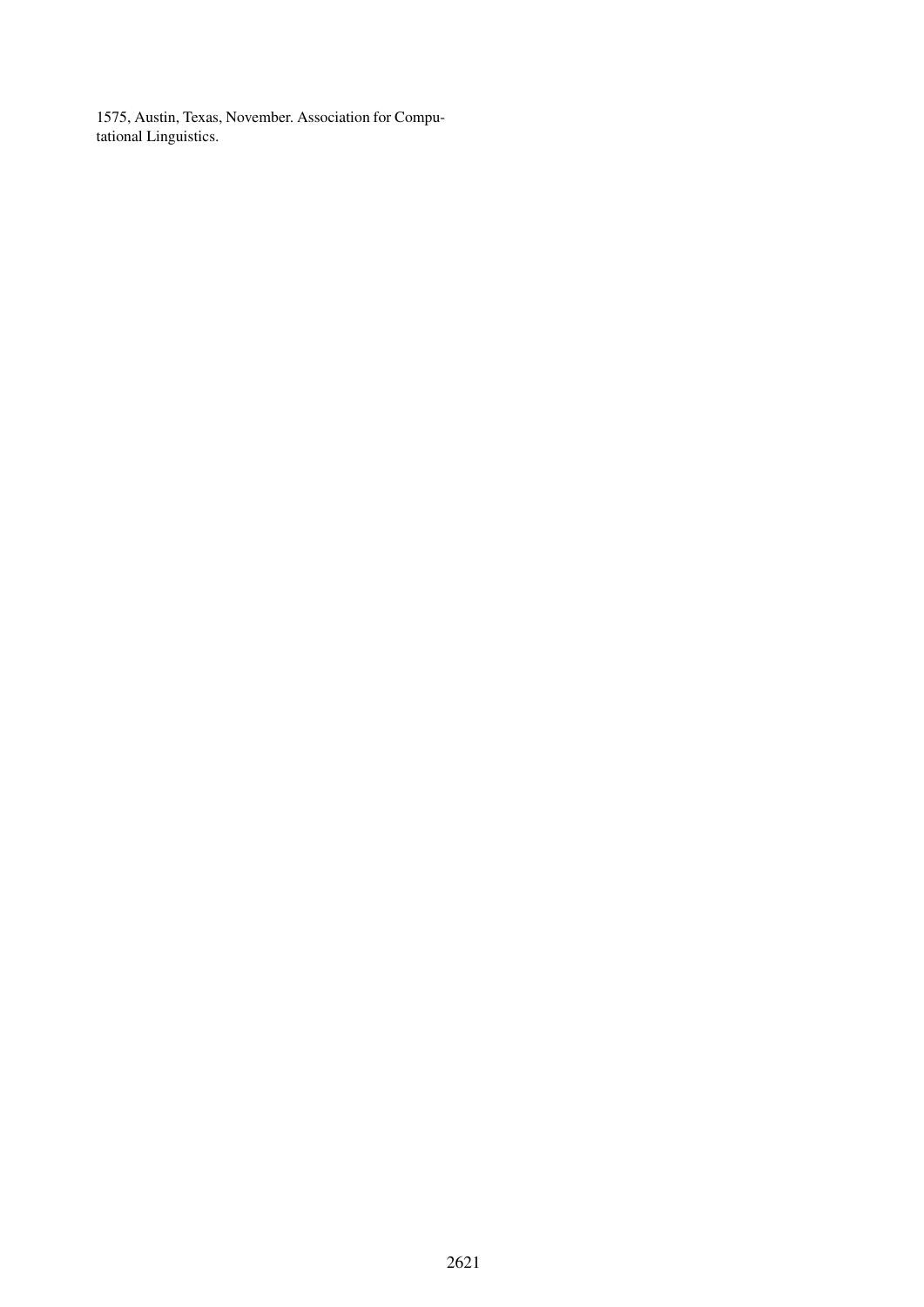1575, Austin, Texas, November. Association for Computational Linguistics.